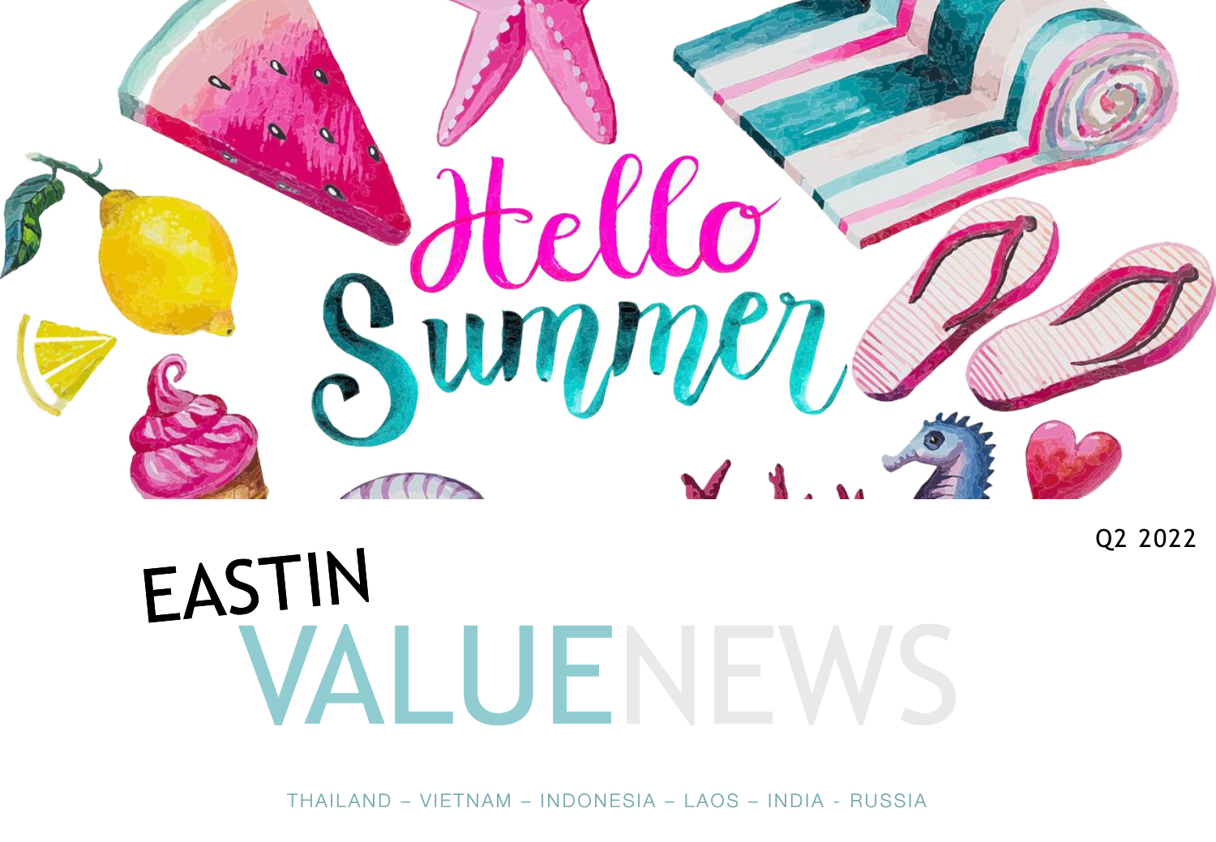Hello Summer

Q2 2022

# EASTIN VALUENEWS

THAILAND – VIETNAM – INDONESIA – LAOS – INDIA - RUSSIA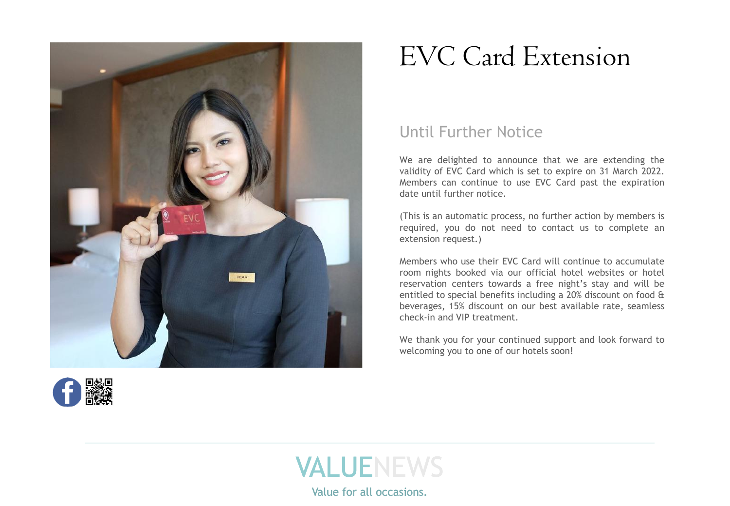# EVC Card Extension

## Until Further Notice

We are delighted to announce that we are extending the validity of EVC Card which is set to expire on 31 March 2022. Members can continue to use EVC Card past the expiration date until further notice.

(This is an automatic process, no further action by members is required, you do not need to contact us to complete an extension request.)

Members who use their EVC Card will continue to accumulate room nights booked via our official hotel websites or hotel reservation centers towards a free night's stay and will be entitled to special benefits including a 20% discount on food & beverages, 15% discount on our best available rate, seamless check-in and VIP treatment.

We thank you for your continued support and look forward to welcoming you to one of our hotels soon!

VALUENEWS

Value for all occasions.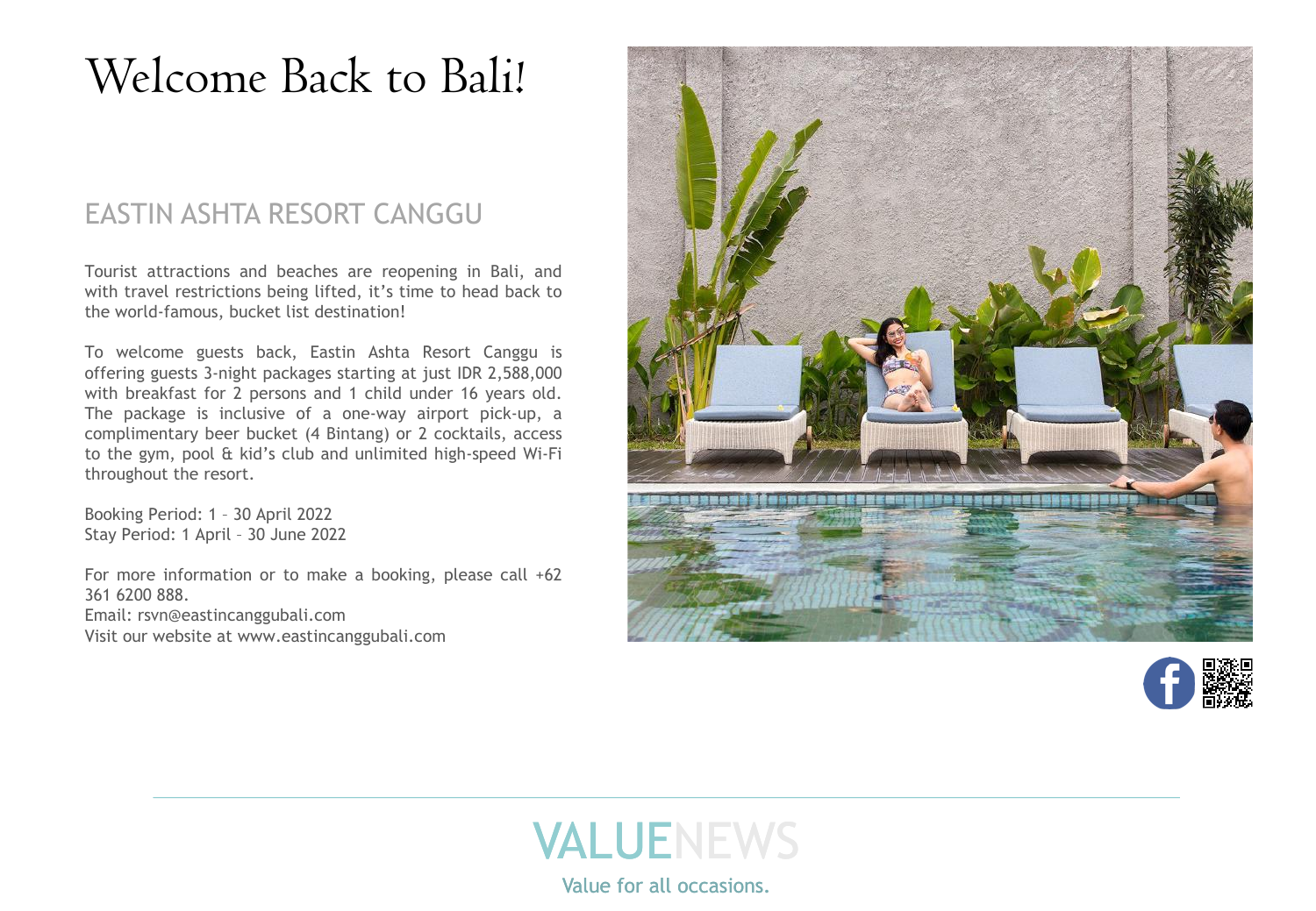# Welcome Back to Bali!

## EASTIN ASHTA RESORT CANGGU

Tourist attractions and beaches are reopening in Bali, and with travel restrictions being lifted, it's time to head back to the world-famous, bucket list destination!

To welcome guests back, Eastin Ashta Resort Canggu is offering guests 3-night packages starting at just IDR 2,588,000 with breakfast for 2 persons and 1 child under 16 years old. The package is inclusive of a one-way airport pick-up, a complimentary beer bucket (4 Bintang) or 2 cocktails, access to the gym, pool & kid's club and unlimited high-speed Wi-Fi throughout the resort.

Booking Period: 1 – 30 April 2022
Stay Period: 1 April – 30 June 2022

For more information or to make a booking, please call +62 361 6200 888.
Email: rsvn@eastincanggubali.com
Visit our website at www.eastincanggubali.com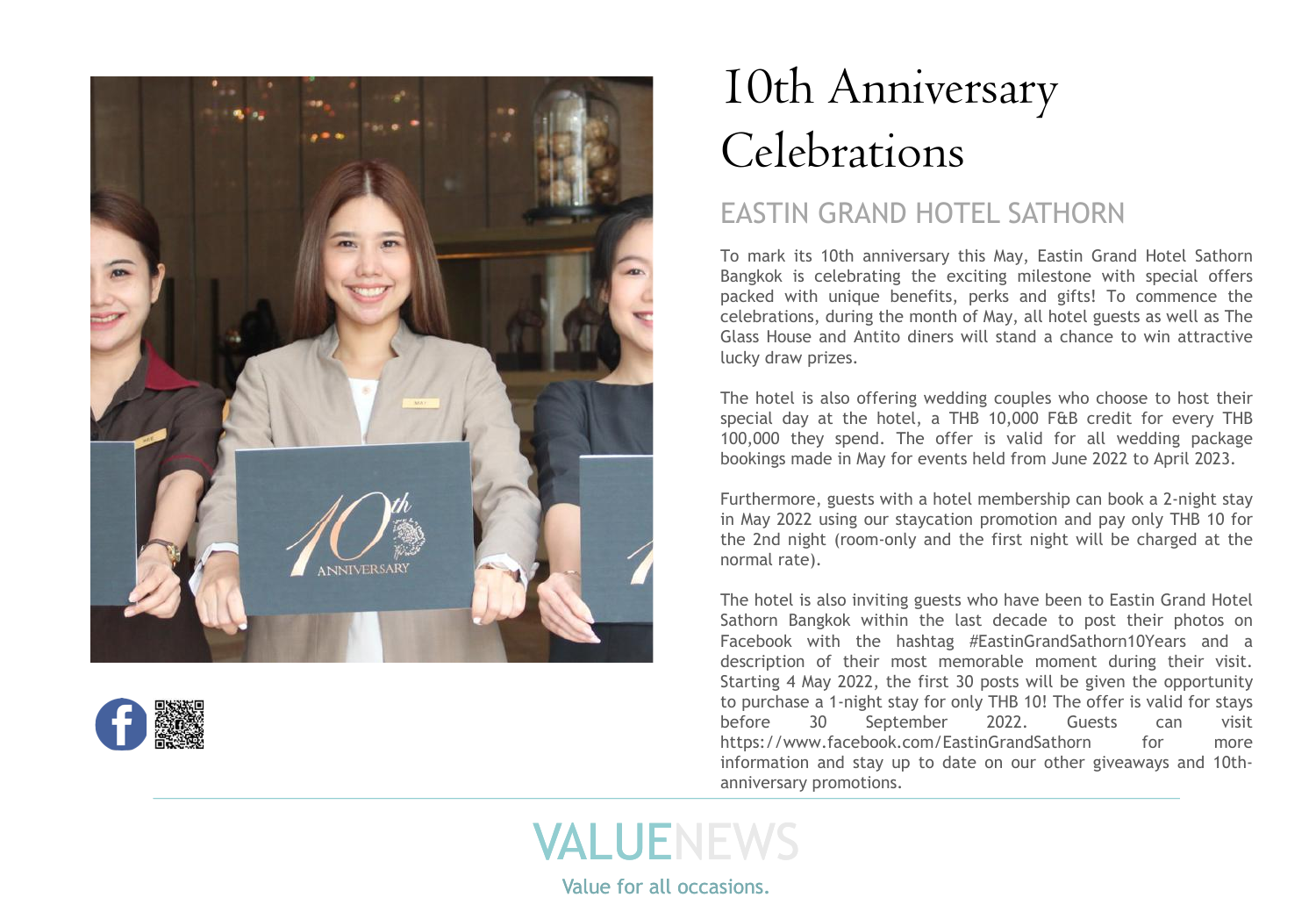# 10th Anniversary Celebrations

## EASTIN GRAND HOTEL SATHORN

To mark its 10th anniversary this May, Eastin Grand Hotel Sathorn Bangkok is celebrating the exciting milestone with special offers packed with unique benefits, perks and gifts! To commence the celebrations, during the month of May, all hotel guests as well as The Glass House and Antito diners will stand a chance to win attractive lucky draw prizes.

The hotel is also offering wedding couples who choose to host their special day at the hotel, a THB 10,000 F&B credit for every THB 100,000 they spend. The offer is valid for all wedding package bookings made in May for events held from June 2022 to April 2023.

Furthermore, guests with a hotel membership can book a 2-night stay in May 2022 using our staycation promotion and pay only THB 10 for the 2nd night (room-only and the first night will be charged at the normal rate).

The hotel is also inviting guests who have been to Eastin Grand Hotel Sathorn Bangkok within the last decade to post their photos on Facebook with the hashtag #EastinGrandSathorn10Years and a description of their most memorable moment during their visit. Starting 4 May 2022, the first 30 posts will be given the opportunity to purchase a 1-night stay for only THB 10! The offer is valid for stays before 30 September 2022. Guests can visit https://www.facebook.com/EastinGrandSathorn for more information and stay up to date on our other giveaways and 10th-anniversary promotions.

VALUENEWS

Value for all occasions.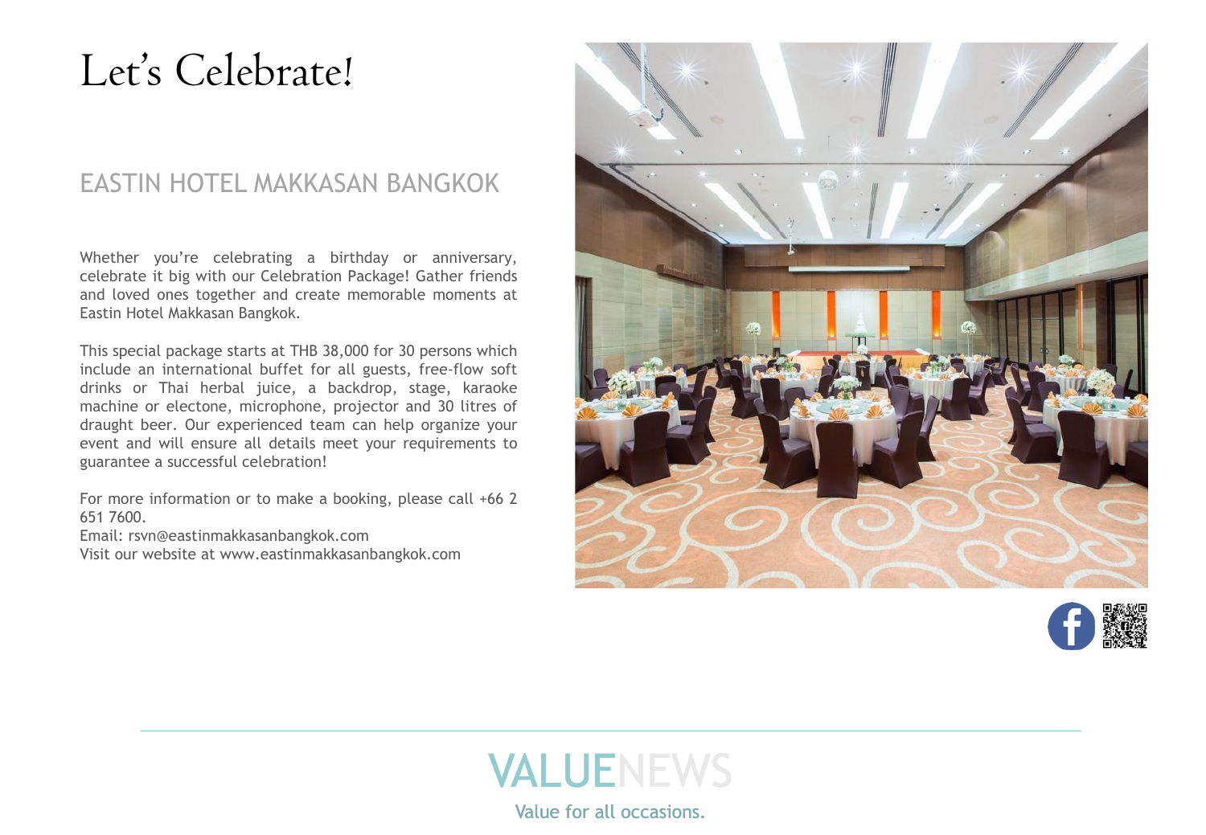# Let's Celebrate!

## EASTIN HOTEL MAKKASAN BANGKOK

Whether you're celebrating a birthday or anniversary, celebrate it big with our Celebration Package! Gather friends and loved ones together and create memorable moments at Eastin Hotel Makkasan Bangkok.

This special package starts at THB 38,000 for 30 persons which include an international buffet for all guests, free-flow soft drinks or Thai herbal juice, a backdrop, stage, karaoke machine or electone, microphone, projector and 30 litres of draught beer. Our experienced team can help organize your event and will ensure all details meet your requirements to guarantee a successful celebration!

For more information or to make a booking, please call +66 2 651 7600.
Email: rsvn@eastinmakkasanbangkok.com
Visit our website at www.eastinmakkasanbangkok.com

VALUENEWS

Value for all occasions.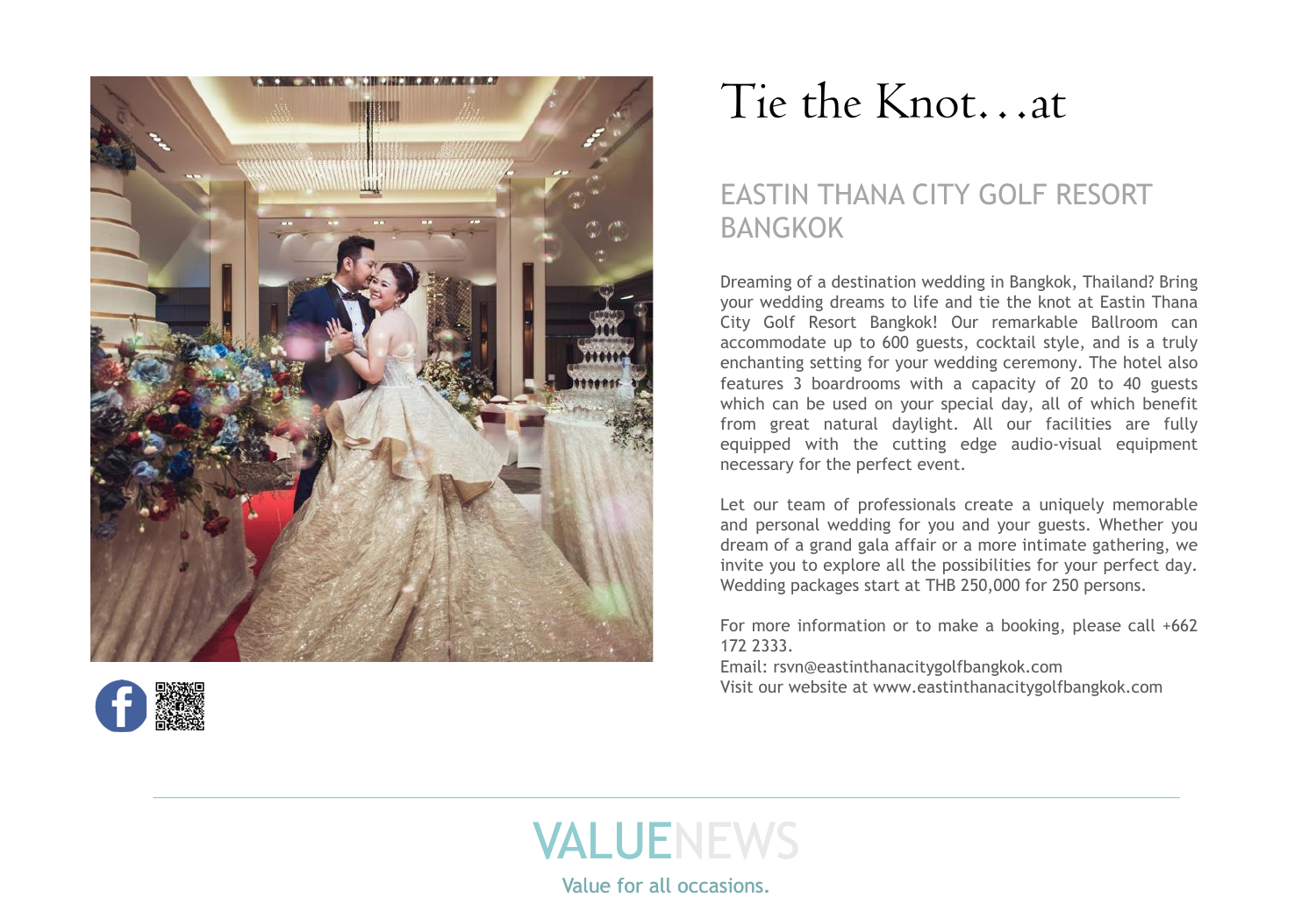# Tie the Knot…at

## EASTIN THANA CITY GOLF RESORT BANGKOK

Dreaming of a destination wedding in Bangkok, Thailand? Bring your wedding dreams to life and tie the knot at Eastin Thana City Golf Resort Bangkok! Our remarkable Ballroom can accommodate up to 600 guests, cocktail style, and is a truly enchanting setting for your wedding ceremony. The hotel also features 3 boardrooms with a capacity of 20 to 40 guests which can be used on your special day, all of which benefit from great natural daylight. All our facilities are fully equipped with the cutting edge audio-visual equipment necessary for the perfect event.

Let our team of professionals create a uniquely memorable and personal wedding for you and your guests. Whether you dream of a grand gala affair or a more intimate gathering, we invite you to explore all the possibilities for your perfect day. Wedding packages start at THB 250,000 for 250 persons.

For more information or to make a booking, please call +662 172 2333.
Email: rsvn@eastinthanacitygolfbangkok.com
Visit our website at www.eastinthanacitygolfbangkok.com

VALUENEWS
Value for all occasions.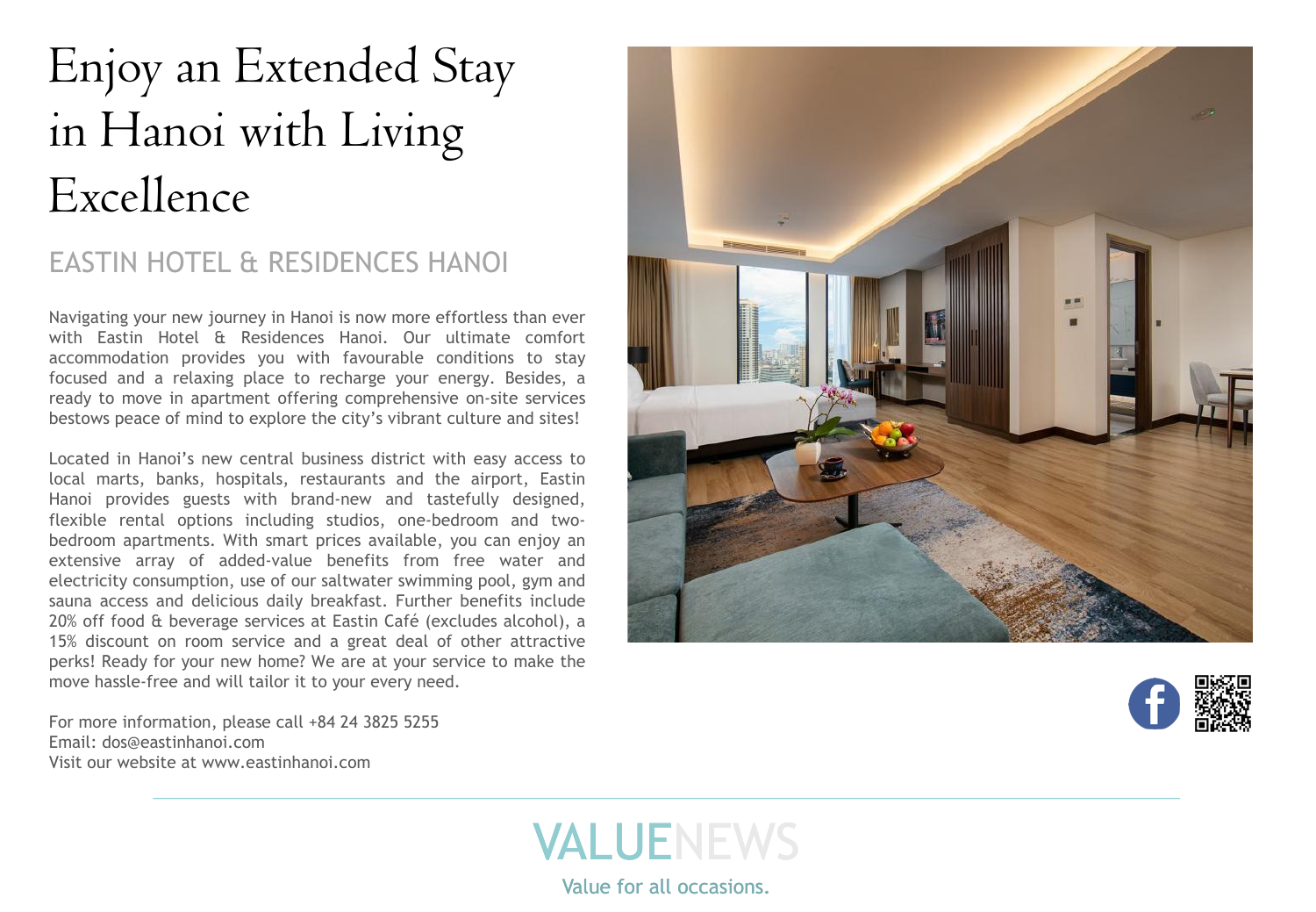# Enjoy an Extended Stay in Hanoi with Living Excellence

## EASTIN HOTEL & RESIDENCES HANOI

Navigating your new journey in Hanoi is now more effortless than ever with Eastin Hotel & Residences Hanoi. Our ultimate comfort accommodation provides you with favourable conditions to stay focused and a relaxing place to recharge your energy. Besides, a ready to move in apartment offering comprehensive on-site services bestows peace of mind to explore the city's vibrant culture and sites!

Located in Hanoi's new central business district with easy access to local marts, banks, hospitals, restaurants and the airport, Eastin Hanoi provides guests with brand-new and tastefully designed, flexible rental options including studios, one-bedroom and two-bedroom apartments. With smart prices available, you can enjoy an extensive array of added-value benefits from free water and electricity consumption, use of our saltwater swimming pool, gym and sauna access and delicious daily breakfast. Further benefits include 20% off food & beverage services at Eastin Café (excludes alcohol), a 15% discount on room service and a great deal of other attractive perks! Ready for your new home? We are at your service to make the move hassle-free and will tailor it to your every need.

For more information, please call +84 24 3825 5255
Email: dos@eastinhanoi.com
Visit our website at www.eastinhanoi.com

VALUENEWS

Value for all occasions.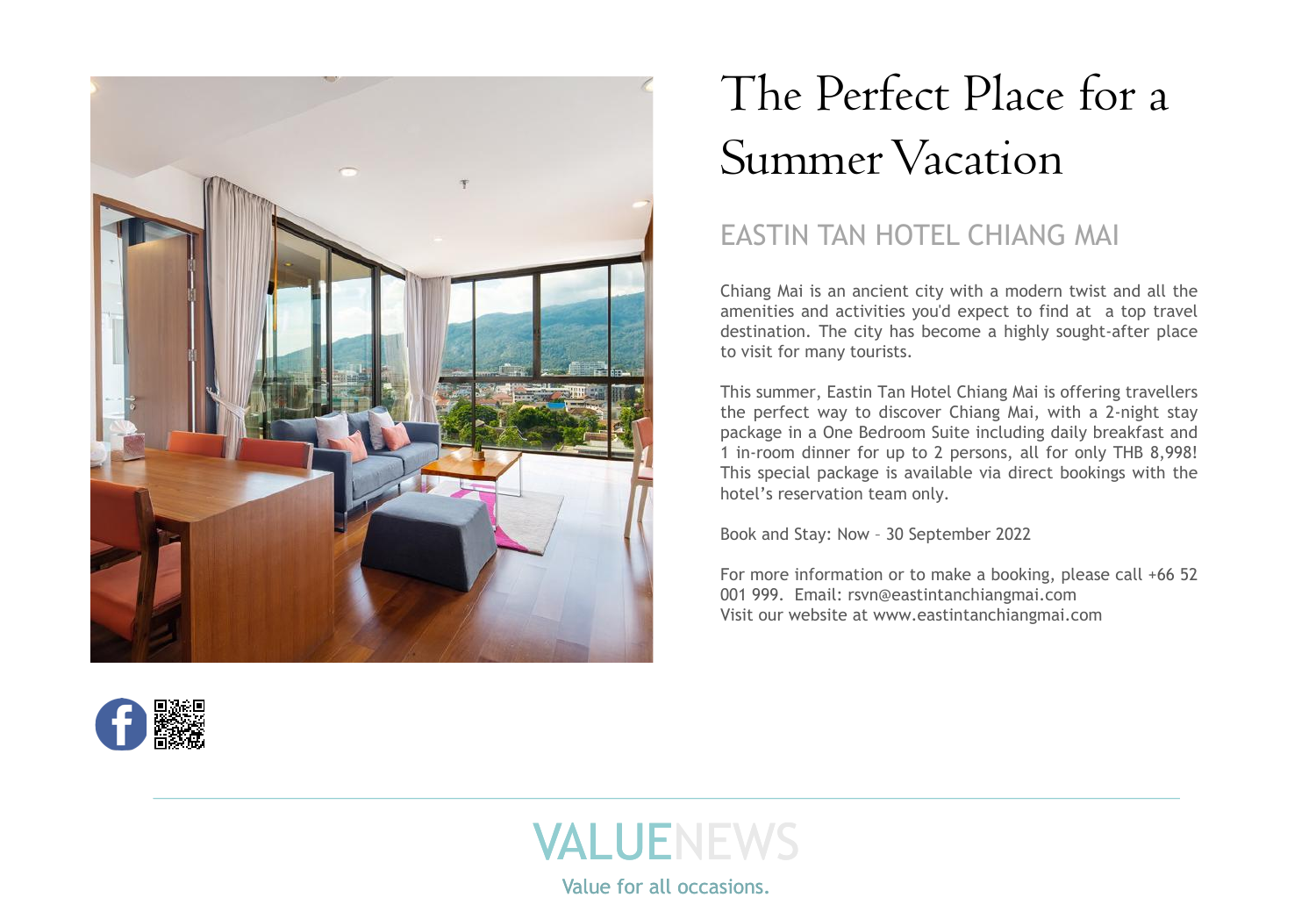# The Perfect Place for a Summer Vacation

## EASTIN TAN HOTEL CHIANG MAI

Chiang Mai is an ancient city with a modern twist and all the amenities and activities you'd expect to find at a top travel destination. The city has become a highly sought-after place to visit for many tourists.

This summer, Eastin Tan Hotel Chiang Mai is offering travellers the perfect way to discover Chiang Mai, with a 2-night stay package in a One Bedroom Suite including daily breakfast and 1 in-room dinner for up to 2 persons, all for only THB 8,998! This special package is available via direct bookings with the hotel's reservation team only.

Book and Stay: Now – 30 September 2022

For more information or to make a booking, please call +66 52 001 999. Email: rsvn@eastintanchiangmai.com
Visit our website at www.eastintanchiangmai.com

VALUENEWS

Value for all occasions.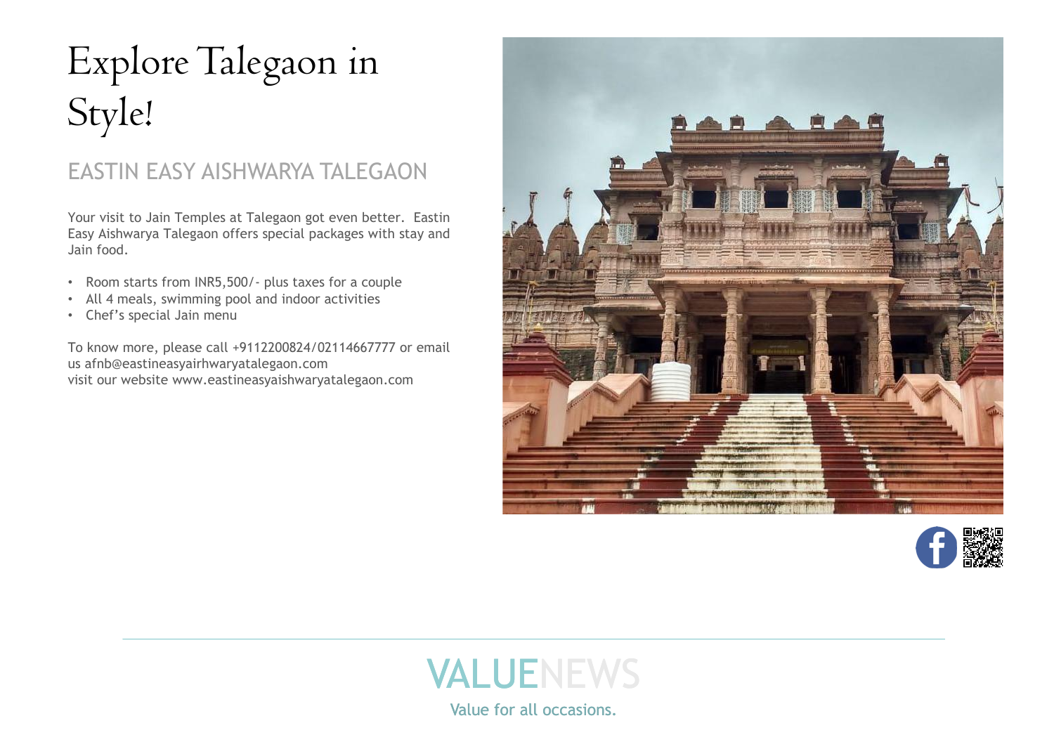# Explore Talegaon in Style!

## EASTIN EASY AISHWARYA TALEGAON

Your visit to Jain Temples at Talegaon got even better. Eastin Easy Aishwarya Talegaon offers special packages with stay and Jain food.

- Room starts from INR5,500/- plus taxes for a couple
- All 4 meals, swimming pool and indoor activities
- Chef's special Jain menu

To know more, please call +9112200824/02114667777 or email us afnb@eastineasyairhwaryatalegaon.com
visit our website www.eastineasyaishwaryatalegaon.com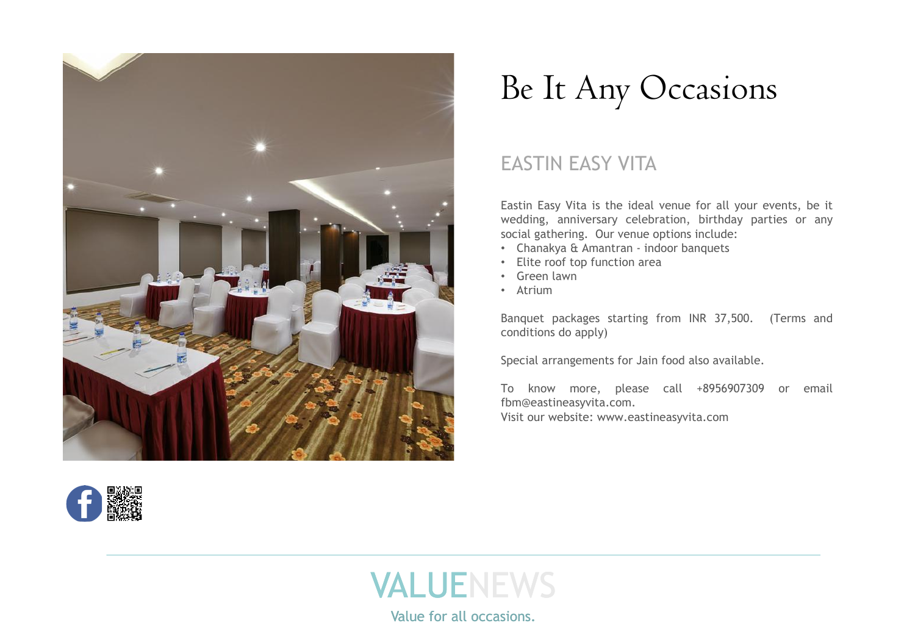# Be It Any Occasions

## EASTIN EASY VITA

Eastin Easy Vita is the ideal venue for all your events, be it wedding, anniversary celebration, birthday parties or any social gathering. Our venue options include:

- Chanakya & Amantran - indoor banquets
- Elite roof top function area
- Green lawn
- Atrium

Banquet packages starting from INR 37,500. (Terms and conditions do apply)

Special arrangements for Jain food also available.

To know more, please call +8956907309 or email fbm@eastineasyvita.com.
Visit our website: www.eastineasyvita.com

VALUENEWS

Value for all occasions.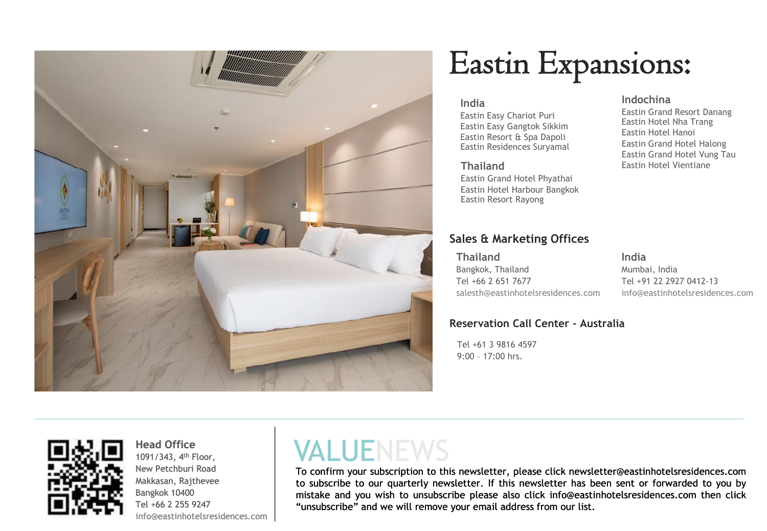# Eastin Expansions:

### India

Eastin Easy Chariot Puri
Eastin Easy Gangtok Sikkim
Eastin Resort & Spa Dapoli
Eastin Residences Suryamal

### Thailand

Eastin Grand Hotel Phyathai
Eastin Hotel Harbour Bangkok
Eastin Resort Rayong

### Indochina

Eastin Grand Resort Danang
Eastin Hotel Nha Trang
Eastin Hotel Hanoi
Eastin Grand Hotel Halong
Eastin Grand Hotel Vung Tau
Eastin Hotel Vientiane

## Sales & Marketing Offices

### Thailand

Bangkok, Thailand
Tel +66 2 651 7677
salesth@eastinhotelsresidences.com

### India

Mumbai, India
Tel +91 22 2927 0412-13
info@eastinhotelsresidences.com

## Reservation Call Center - Australia

Tel +61 3 9816 4597
9:00 – 17:00 hrs.

### Head Office

1091/343, 4th Floor,
New Petchburi Road
Makkasan, Rajthevee
Bangkok 10400
Tel +66 2 255 9247
info@eastinhotelsresidences.com

## VALUENEWS

To confirm your subscription to this newsletter, please click newsletter@eastinhotelsresidences.com to subscribe to our quarterly newsletter. If this newsletter has been sent or forwarded to you by mistake and you wish to unsubscribe please also click info@eastinhotelsresidences.com then click “unsubscribe” and we will remove your email address from our list.